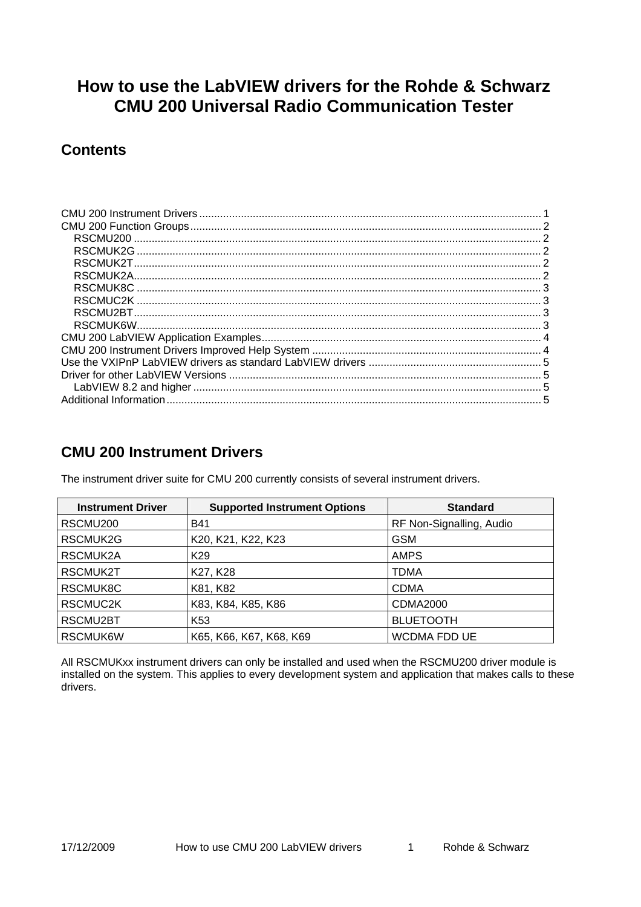# How to use the LabVIEW drivers for the Rohde & Schwarz CMU 200 Universal Radio Communication Tester

## Contents

CMU 200 Instrument Drivers ........................................................ 1
CMU 200 Function Groups ........................................................ 2
- RSCMU200 ........................................................ 2
- RSCMUK2G ........................................................ 2
- RSCMUK2T ........................................................ 2
- RSCMUK2A ........................................................ 2
- RSCMUK8C ........................................................ 3
- RSCMUC2K ........................................................ 3
- RSCMU2BT ........................................................ 3
- RSCMUK6W ........................................................ 3

CMU 200 LabVIEW Application Examples ........................................................ 4
CMU 200 Instrument Drivers Improved Help System ........................................................ 4
Use the VXIPnP LabVIEW drivers as standard LabVIEW drivers ........................................................ 5
Driver for other LabVIEW Versions ........................................................ 5
- LabVIEW 8.2 and higher ........................................................ 5

Additional Information ........................................................ 5

## CMU 200 Instrument Drivers

The instrument driver suite for CMU 200 currently consists of several instrument drivers.

| Instrument Driver | Supported Instrument Options | Standard |
|---|---|---|
| RSCMU200 | B41 | RF Non-Signalling, Audio |
| RSCMUK2G | K20, K21, K22, K23 | GSM |
| RSCMUK2A | K29 | AMPS |
| RSCMUK2T | K27, K28 | TDMA |
| RSCMUK8C | K81, K82 | CDMA |
| RSCMUC2K | K83, K84, K85, K86 | CDMA2000 |
| RSCMU2BT | K53 | BLUETOOTH |
| RSCMUK6W | K65, K66, K67, K68, K69 | WCDMA FDD UE |

All RSCMUKxx instrument drivers can only be installed and used when the RSCMU200 driver module is installed on the system. This applies to every development system and application that makes calls to these drivers.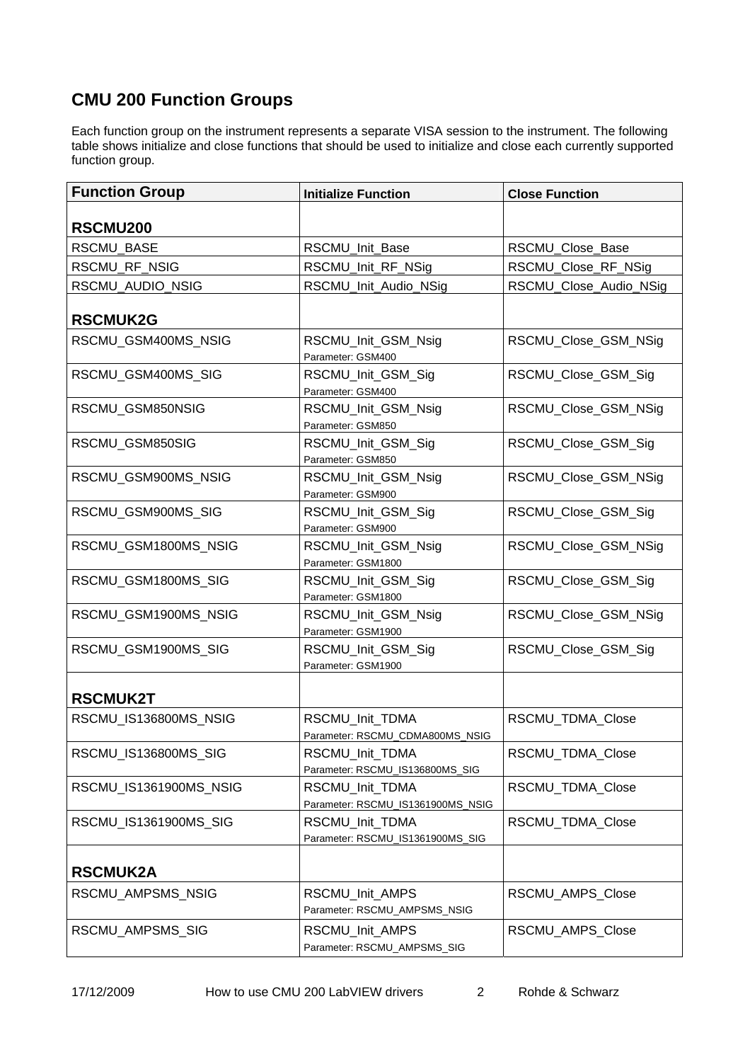## CMU 200 Function Groups

Each function group on the instrument represents a separate VISA session to the instrument. The following table shows initialize and close functions that should be used to initialize and close each currently supported function group.

| Function Group | Initialize Function | Close Function |
|---|---|---|
| **RSCMU200** | | |
| RSCMU_BASE | RSCMU_Init_Base | RSCMU_Close_Base |
| RSCMU_RF_NSIG | RSCMU_Init_RF_NSig | RSCMU_Close_RF_NSig |
| RSCMU_AUDIO_NSIG | RSCMU_Init_Audio_NSig | RSCMU_Close_Audio_NSig |
| **RSCMUK2G** | | |
| RSCMU_GSM400MS_NSIG | RSCMU_Init_GSM_Nsig<br>Parameter: GSM400 | RSCMU_Close_GSM_NSig |
| RSCMU_GSM400MS_SIG | RSCMU_Init_GSM_Sig<br>Parameter: GSM400 | RSCMU_Close_GSM_Sig |
| RSCMU_GSM850NSIG | RSCMU_Init_GSM_Nsig<br>Parameter: GSM850 | RSCMU_Close_GSM_NSig |
| RSCMU_GSM850SIG | RSCMU_Init_GSM_Sig<br>Parameter: GSM850 | RSCMU_Close_GSM_Sig |
| RSCMU_GSM900MS_NSIG | RSCMU_Init_GSM_Nsig<br>Parameter: GSM900 | RSCMU_Close_GSM_NSig |
| RSCMU_GSM900MS_SIG | RSCMU_Init_GSM_Sig<br>Parameter: GSM900 | RSCMU_Close_GSM_Sig |
| RSCMU_GSM1800MS_NSIG | RSCMU_Init_GSM_Nsig<br>Parameter: GSM1800 | RSCMU_Close_GSM_NSig |
| RSCMU_GSM1800MS_SIG | RSCMU_Init_GSM_Sig<br>Parameter: GSM1800 | RSCMU_Close_GSM_Sig |
| RSCMU_GSM1900MS_NSIG | RSCMU_Init_GSM_Nsig<br>Parameter: GSM1900 | RSCMU_Close_GSM_NSig |
| RSCMU_GSM1900MS_SIG | RSCMU_Init_GSM_Sig<br>Parameter: GSM1900 | RSCMU_Close_GSM_Sig |
| **RSCMUK2T** | | |
| RSCMU_IS136800MS_NSIG | RSCMU_Init_TDMA<br>Parameter: RSCMU_CDMA800MS_NSIG | RSCMU_TDMA_Close |
| RSCMU_IS136800MS_SIG | RSCMU_Init_TDMA<br>Parameter: RSCMU_IS136800MS_SIG | RSCMU_TDMA_Close |
| RSCMU_IS1361900MS_NSIG | RSCMU_Init_TDMA<br>Parameter: RSCMU_IS1361900MS_NSIG | RSCMU_TDMA_Close |
| RSCMU_IS1361900MS_SIG | RSCMU_Init_TDMA<br>Parameter: RSCMU_IS1361900MS_SIG | RSCMU_TDMA_Close |
| **RSCMUK2A** | | |
| RSCMU_AMPSMS_NSIG | RSCMU_Init_AMPS<br>Parameter: RSCMU_AMPSMS_NSIG | RSCMU_AMPS_Close |
| RSCMU_AMPSMS_SIG | RSCMU_Init_AMPS<br>Parameter: RSCMU_AMPSMS_SIG | RSCMU_AMPS_Close |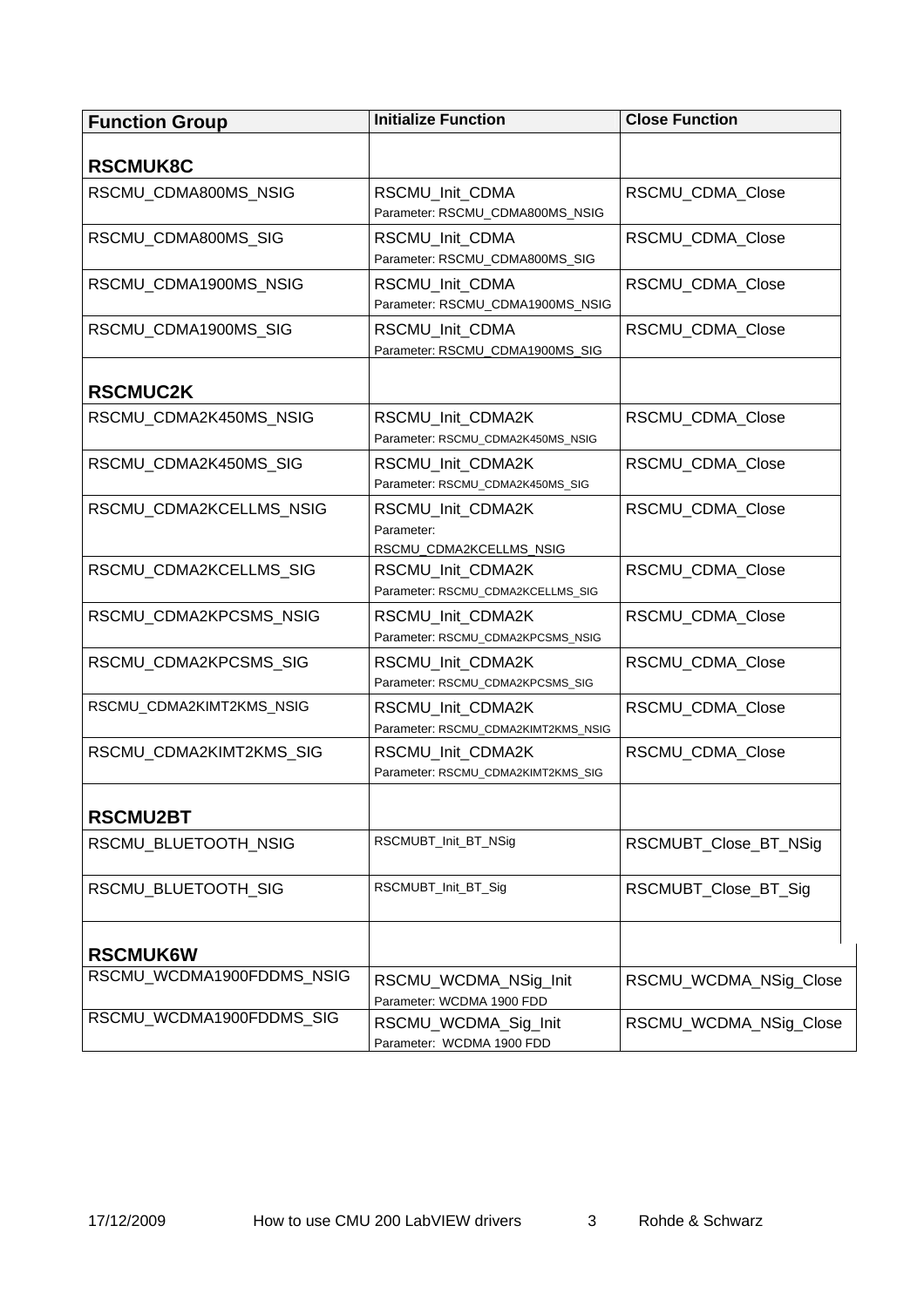| Function Group | Initialize Function | Close Function |
|---|---|---|
| **RSCMUK8C** | | |
| RSCMU_CDMA800MS_NSIG | RSCMU_Init_CDMA<br>Parameter: RSCMU_CDMA800MS_NSIG | RSCMU_CDMA_Close |
| RSCMU_CDMA800MS_SIG | RSCMU_Init_CDMA<br>Parameter: RSCMU_CDMA800MS_SIG | RSCMU_CDMA_Close |
| RSCMU_CDMA1900MS_NSIG | RSCMU_Init_CDMA<br>Parameter: RSCMU_CDMA1900MS_NSIG | RSCMU_CDMA_Close |
| RSCMU_CDMA1900MS_SIG | RSCMU_Init_CDMA<br>Parameter: RSCMU_CDMA1900MS_SIG | RSCMU_CDMA_Close |
| **RSCMUC2K** | | |
| RSCMU_CDMA2K450MS_NSIG | RSCMU_Init_CDMA2K<br>Parameter: RSCMU_CDMA2K450MS_NSIG | RSCMU_CDMA_Close |
| RSCMU_CDMA2K450MS_SIG | RSCMU_Init_CDMA2K<br>Parameter: RSCMU_CDMA2K450MS_SIG | RSCMU_CDMA_Close |
| RSCMU_CDMA2KCELLMS_NSIG | RSCMU_Init_CDMA2K<br>Parameter:<br>RSCMU_CDMA2KCELLMS_NSIG | RSCMU_CDMA_Close |
| RSCMU_CDMA2KCELLMS_SIG | RSCMU_Init_CDMA2K<br>Parameter: RSCMU_CDMA2KCELLMS_SIG | RSCMU_CDMA_Close |
| RSCMU_CDMA2KPCSMS_NSIG | RSCMU_Init_CDMA2K<br>Parameter: RSCMU_CDMA2KPCSMS_NSIG | RSCMU_CDMA_Close |
| RSCMU_CDMA2KPCSMS_SIG | RSCMU_Init_CDMA2K<br>Parameter: RSCMU_CDMA2KPCSMS_SIG | RSCMU_CDMA_Close |
| RSCMU_CDMA2KIMT2KMS_NSIG | RSCMU_Init_CDMA2K<br>Parameter: RSCMU_CDMA2KIMT2KMS_NSIG | RSCMU_CDMA_Close |
| RSCMU_CDMA2KIMT2KMS_SIG | RSCMU_Init_CDMA2K<br>Parameter: RSCMU_CDMA2KIMT2KMS_SIG | RSCMU_CDMA_Close |
| **RSCMU2BT** | | |
| RSCMU_BLUETOOTH_NSIG | RSCMUBT_Init_BT_NSig | RSCMUBT_Close_BT_NSig |
| RSCMU_BLUETOOTH_SIG | RSCMUBT_Init_BT_Sig | RSCMUBT_Close_BT_Sig |
| **RSCMUK6W** | | |
| RSCMU_WCDMA1900FDDMS_NSIG | RSCMU_WCDMA_NSig_Init<br>Parameter: WCDMA 1900 FDD | RSCMU_WCDMA_NSig_Close |
| RSCMU_WCDMA1900FDDMS_SIG | RSCMU_WCDMA_Sig_Init<br>Parameter: WCDMA 1900 FDD | RSCMU_WCDMA_NSig_Close |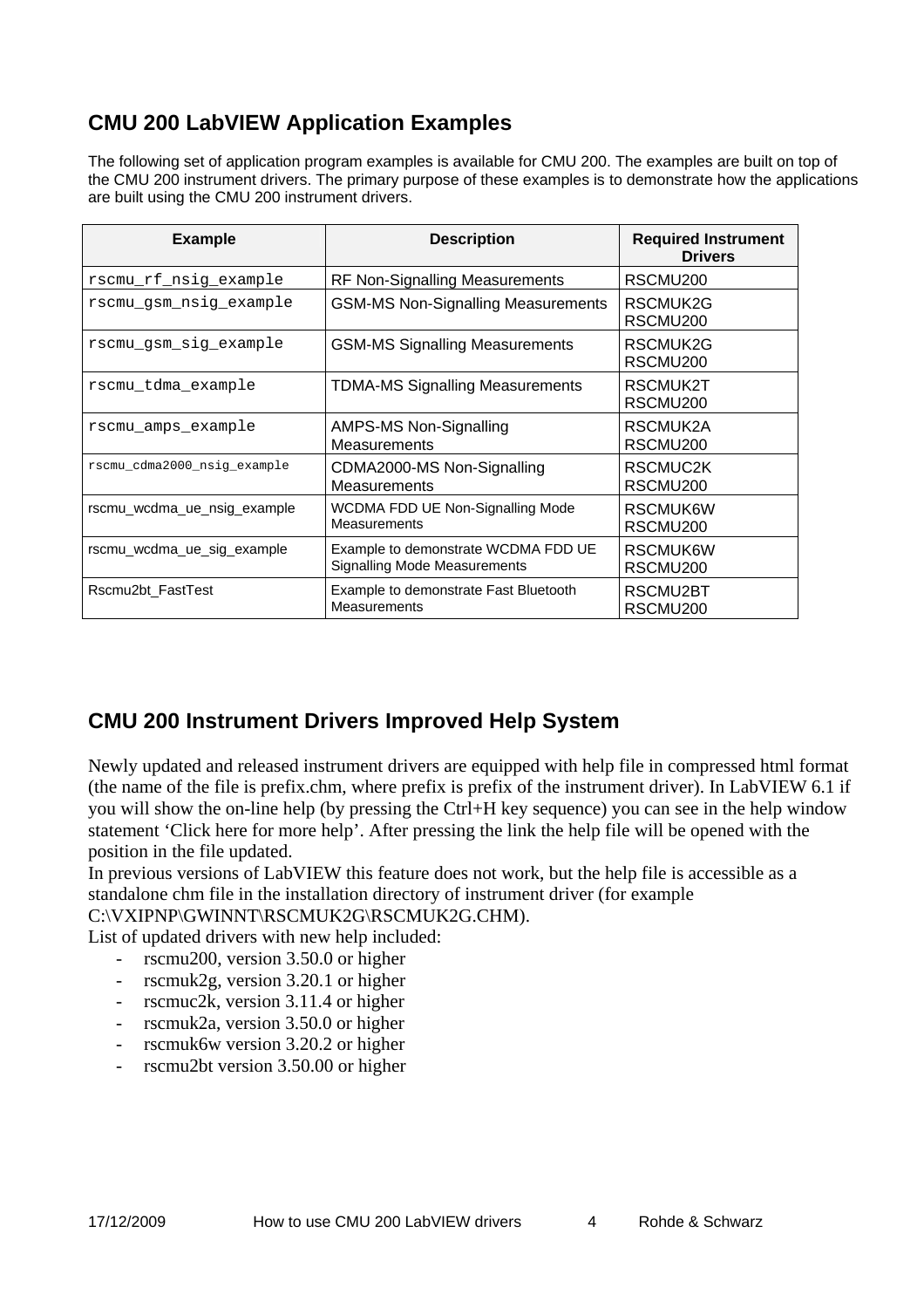## CMU 200 LabVIEW Application Examples

The following set of application program examples is available for CMU 200. The examples are built on top of the CMU 200 instrument drivers. The primary purpose of these examples is to demonstrate how the applications are built using the CMU 200 instrument drivers.

| Example | Description | Required Instrument Drivers |
|---|---|---|
| rscmu_rf_nsig_example | RF Non-Signalling Measurements | RSCMU200 |
| rscmu_gsm_nsig_example | GSM-MS Non-Signalling Measurements | RSCMUK2G<br>RSCMU200 |
| rscmu_gsm_sig_example | GSM-MS Signalling Measurements | RSCMUK2G<br>RSCMU200 |
| rscmu_tdma_example | TDMA-MS Signalling Measurements | RSCMUK2T<br>RSCMU200 |
| rscmu_amps_example | AMPS-MS Non-Signalling Measurements | RSCMUK2A<br>RSCMU200 |
| rscmu_cdma2000_nsig_example | CDMA2000-MS Non-Signalling Measurements | RSCMUC2K<br>RSCMU200 |
| rscmu_wcdma_ue_nsig_example | WCDMA FDD UE Non-Signalling Mode Measurements | RSCMUK6W<br>RSCMU200 |
| rscmu_wcdma_ue_sig_example | Example to demonstrate WCDMA FDD UE Signalling Mode Measurements | RSCMUK6W<br>RSCMU200 |
| Rscmu2bt_FastTest | Example to demonstrate Fast Bluetooth Measurements | RSCMU2BT<br>RSCMU200 |

## CMU 200 Instrument Drivers Improved Help System

Newly updated and released instrument drivers are equipped with help file in compressed html format (the name of the file is prefix.chm, where prefix is prefix of the instrument driver). In LabVIEW 6.1 if you will show the on-line help (by pressing the Ctrl+H key sequence) you can see in the help window statement 'Click here for more help'. After pressing the link the help file will be opened with the position in the file updated.

In previous versions of LabVIEW this feature does not work, but the help file is accessible as a standalone chm file in the installation directory of instrument driver (for example C:\VXIPNP\GWINNT\RSCMUK2G\RSCMUK2G.CHM).

List of updated drivers with new help included:

- rscmu200, version 3.50.0 or higher
- rscmuk2g, version 3.20.1 or higher
- rscmuc2k, version 3.11.4 or higher
- rscmuk2a, version 3.50.0 or higher
- rscmuk6w version 3.20.2 or higher
- rscmu2bt version 3.50.00 or higher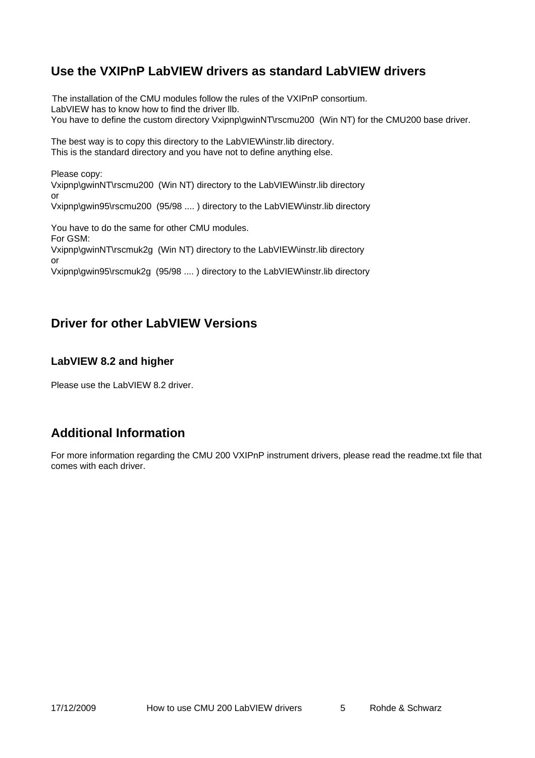## Use the VXIPnP LabVIEW drivers as standard LabVIEW drivers

The installation of the CMU modules follow the rules of the VXIPnP consortium.
LabVIEW has to know how to find the driver llb.
You have to define the custom directory Vxipnp\gwinNT\rscmu200 (Win NT) for the CMU200 base driver.

The best way is to copy this directory to the LabVIEW\instr.lib directory.
This is the standard directory and you have not to define anything else.

Please copy:
Vxipnp\gwinNT\rscmu200 (Win NT) directory to the LabVIEW\instr.lib directory
or
Vxipnp\gwin95\rscmu200 (95/98 .... ) directory to the LabVIEW\instr.lib directory

You have to do the same for other CMU modules.
For GSM:
Vxipnp\gwinNT\rscmuk2g (Win NT) directory to the LabVIEW\instr.lib directory
or
Vxipnp\gwin95\rscmuk2g (95/98 .... ) directory to the LabVIEW\instr.lib directory

## Driver for other LabVIEW Versions

### LabVIEW 8.2 and higher

Please use the LabVIEW 8.2 driver.

## Additional Information

For more information regarding the CMU 200 VXIPnP instrument drivers, please read the readme.txt file that comes with each driver.